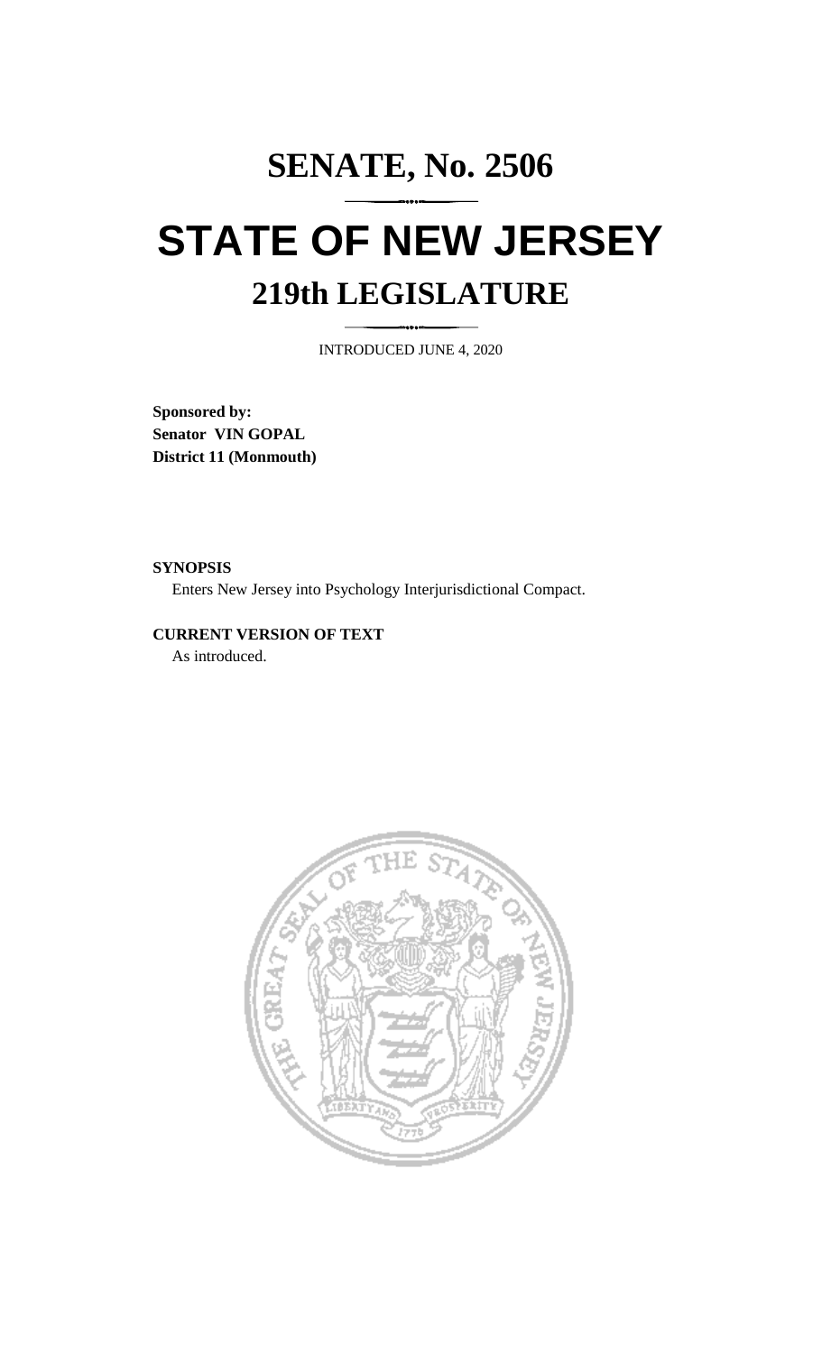# SENATE, No. 2506

# STATE OF NEW JERSEY

## 219th LEGISLATURE

INTRODUCED JUNE 4, 2020

**Sponsored by:**
**Senator VIN GOPAL**
**District 11 (Monmouth)**

**SYNOPSIS**

Enters New Jersey into Psychology Interjurisdictional Compact.

**CURRENT VERSION OF TEXT**

As introduced.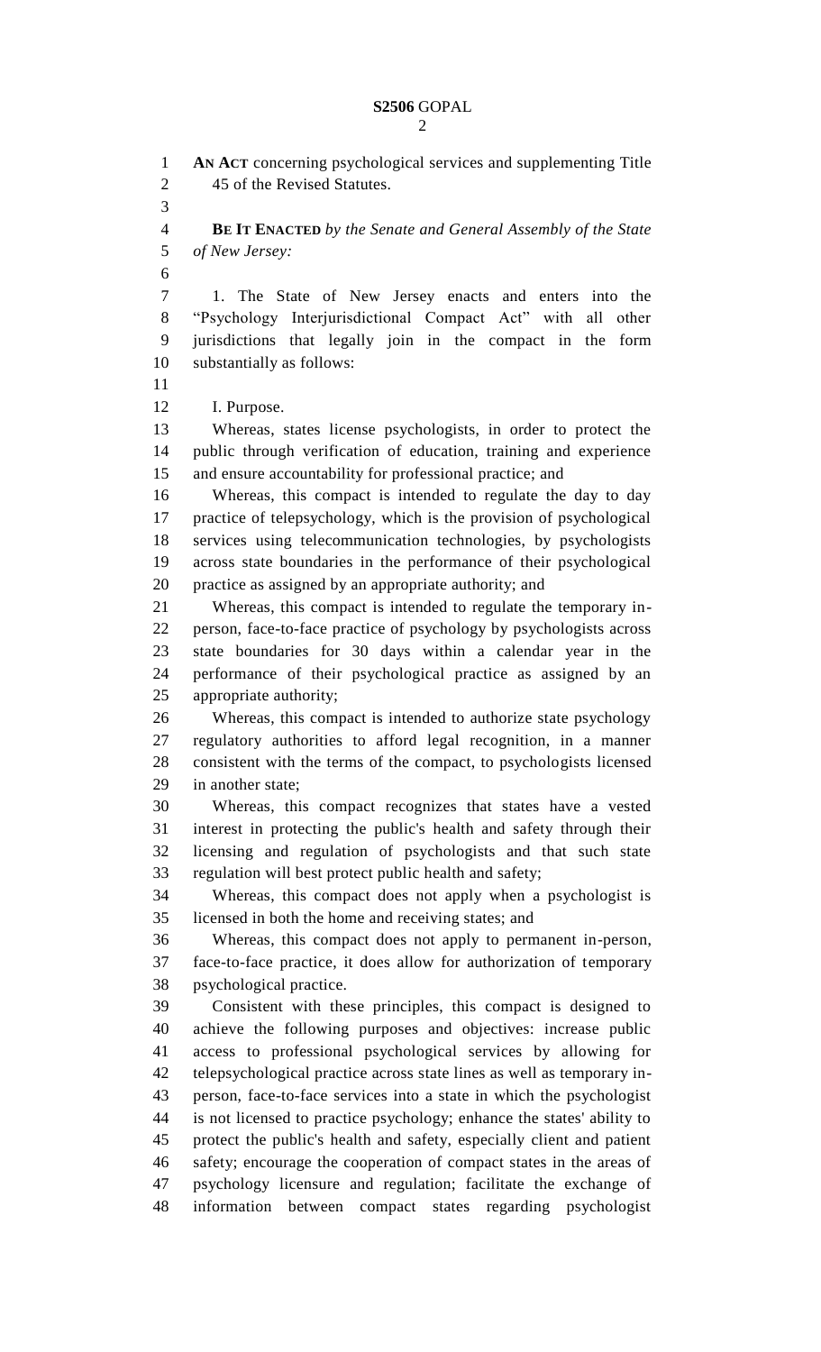**AN ACT** concerning psychological services and supplementing Title 45 of the Revised Statutes.

**BE IT ENACTED** *by the Senate and General Assembly of the State of New Jersey:*

1. The State of New Jersey enacts and enters into the "Psychology Interjurisdictional Compact Act" with all other jurisdictions that legally join in the compact in the form substantially as follows:

I. Purpose.

Whereas, states license psychologists, in order to protect the public through verification of education, training and experience and ensure accountability for professional practice; and

Whereas, this compact is intended to regulate the day to day practice of telepsychology, which is the provision of psychological services using telecommunication technologies, by psychologists across state boundaries in the performance of their psychological practice as assigned by an appropriate authority; and

Whereas, this compact is intended to regulate the temporary in-person, face-to-face practice of psychology by psychologists across state boundaries for 30 days within a calendar year in the performance of their psychological practice as assigned by an appropriate authority;

Whereas, this compact is intended to authorize state psychology regulatory authorities to afford legal recognition, in a manner consistent with the terms of the compact, to psychologists licensed in another state;

Whereas, this compact recognizes that states have a vested interest in protecting the public's health and safety through their licensing and regulation of psychologists and that such state regulation will best protect public health and safety;

Whereas, this compact does not apply when a psychologist is licensed in both the home and receiving states; and

Whereas, this compact does not apply to permanent in-person, face-to-face practice, it does allow for authorization of temporary psychological practice.

Consistent with these principles, this compact is designed to achieve the following purposes and objectives: increase public access to professional psychological services by allowing for telepsychological practice across state lines as well as temporary in-person, face-to-face services into a state in which the psychologist is not licensed to practice psychology; enhance the states' ability to protect the public's health and safety, especially client and patient safety; encourage the cooperation of compact states in the areas of psychology licensure and regulation; facilitate the exchange of information between compact states regarding psychologist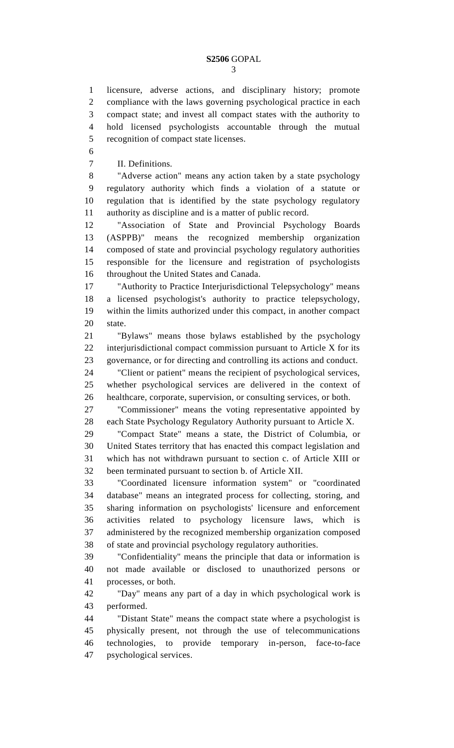licensure, adverse actions, and disciplinary history; promote compliance with the laws governing psychological practice in each compact state; and invest all compact states with the authority to hold licensed psychologists accountable through the mutual recognition of compact state licenses.

II. Definitions.

"Adverse action" means any action taken by a state psychology regulatory authority which finds a violation of a statute or regulation that is identified by the state psychology regulatory authority as discipline and is a matter of public record.

"Association of State and Provincial Psychology Boards (ASPPB)" means the recognized membership organization composed of state and provincial psychology regulatory authorities responsible for the licensure and registration of psychologists throughout the United States and Canada.

"Authority to Practice Interjurisdictional Telepsychology" means a licensed psychologist's authority to practice telepsychology, within the limits authorized under this compact, in another compact state.

"Bylaws" means those bylaws established by the psychology interjurisdictional compact commission pursuant to Article X for its governance, or for directing and controlling its actions and conduct.

"Client or patient" means the recipient of psychological services, whether psychological services are delivered in the context of healthcare, corporate, supervision, or consulting services, or both.

"Commissioner" means the voting representative appointed by each State Psychology Regulatory Authority pursuant to Article X.

"Compact State" means a state, the District of Columbia, or United States territory that has enacted this compact legislation and which has not withdrawn pursuant to section c. of Article XIII or been terminated pursuant to section b. of Article XII.

"Coordinated licensure information system" or "coordinated database" means an integrated process for collecting, storing, and sharing information on psychologists' licensure and enforcement activities related to psychology licensure laws, which is administered by the recognized membership organization composed of state and provincial psychology regulatory authorities.

"Confidentiality" means the principle that data or information is not made available or disclosed to unauthorized persons or processes, or both.

"Day" means any part of a day in which psychological work is performed.

"Distant State" means the compact state where a psychologist is physically present, not through the use of telecommunications technologies, to provide temporary in-person, face-to-face psychological services.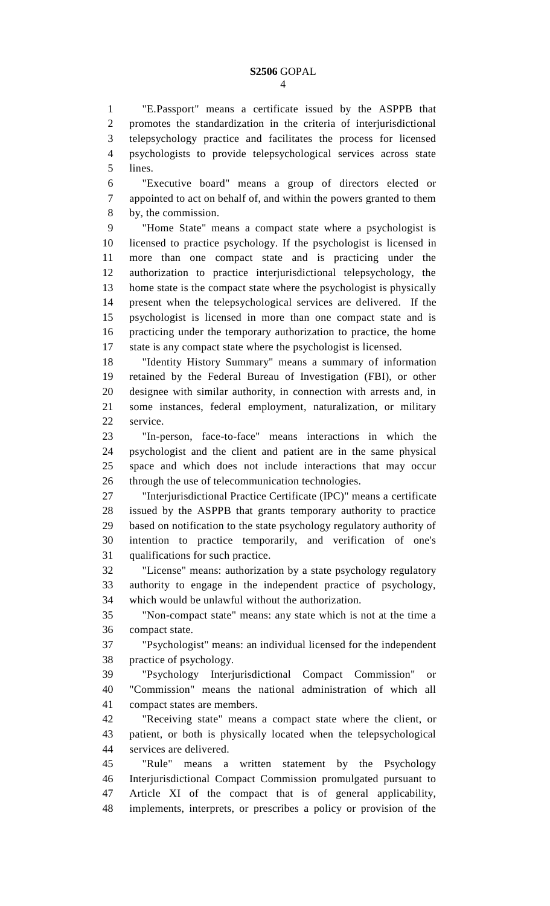"E.Passport" means a certificate issued by the ASPPB that promotes the standardization in the criteria of interjurisdictional telepsychology practice and facilitates the process for licensed psychologists to provide telepsychological services across state lines.

"Executive board" means a group of directors elected or appointed to act on behalf of, and within the powers granted to them by, the commission.

"Home State" means a compact state where a psychologist is licensed to practice psychology. If the psychologist is licensed in more than one compact state and is practicing under the authorization to practice interjurisdictional telepsychology, the home state is the compact state where the psychologist is physically present when the telepsychological services are delivered. If the psychologist is licensed in more than one compact state and is practicing under the temporary authorization to practice, the home state is any compact state where the psychologist is licensed.

"Identity History Summary" means a summary of information retained by the Federal Bureau of Investigation (FBI), or other designee with similar authority, in connection with arrests and, in some instances, federal employment, naturalization, or military service.

"In-person, face-to-face" means interactions in which the psychologist and the client and patient are in the same physical space and which does not include interactions that may occur through the use of telecommunication technologies.

"Interjurisdictional Practice Certificate (IPC)" means a certificate issued by the ASPPB that grants temporary authority to practice based on notification to the state psychology regulatory authority of intention to practice temporarily, and verification of one's qualifications for such practice.

"License" means: authorization by a state psychology regulatory authority to engage in the independent practice of psychology, which would be unlawful without the authorization.

"Non-compact state" means: any state which is not at the time a compact state.

"Psychologist" means: an individual licensed for the independent practice of psychology.

"Psychology Interjurisdictional Compact Commission" or "Commission" means the national administration of which all compact states are members.

"Receiving state" means a compact state where the client, or patient, or both is physically located when the telepsychological services are delivered.

"Rule" means a written statement by the Psychology Interjurisdictional Compact Commission promulgated pursuant to Article XI of the compact that is of general applicability, implements, interprets, or prescribes a policy or provision of the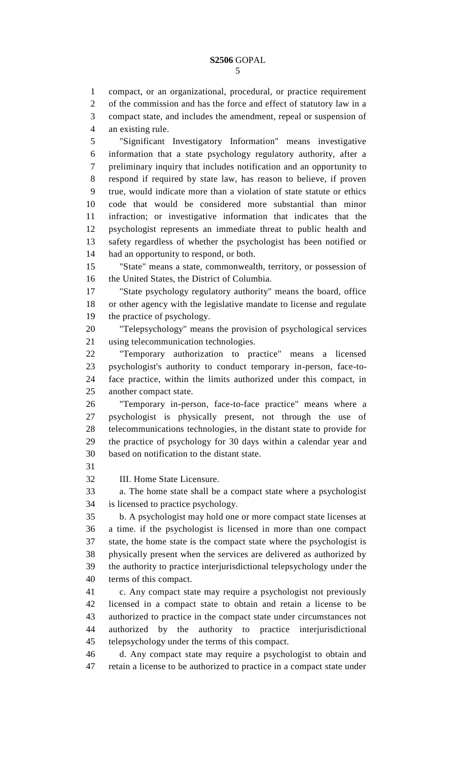compact, or an organizational, procedural, or practice requirement of the commission and has the force and effect of statutory law in a compact state, and includes the amendment, repeal or suspension of an existing rule.

"Significant Investigatory Information" means investigative information that a state psychology regulatory authority, after a preliminary inquiry that includes notification and an opportunity to respond if required by state law, has reason to believe, if proven true, would indicate more than a violation of state statute or ethics code that would be considered more substantial than minor infraction; or investigative information that indicates that the psychologist represents an immediate threat to public health and safety regardless of whether the psychologist has been notified or had an opportunity to respond, or both.

"State" means a state, commonwealth, territory, or possession of the United States, the District of Columbia.

"State psychology regulatory authority" means the board, office or other agency with the legislative mandate to license and regulate the practice of psychology.

"Telepsychology" means the provision of psychological services using telecommunication technologies.

"Temporary authorization to practice" means a licensed psychologist's authority to conduct temporary in-person, face-to-face practice, within the limits authorized under this compact, in another compact state.

"Temporary in-person, face-to-face practice" means where a psychologist is physically present, not through the use of telecommunications technologies, in the distant state to provide for the practice of psychology for 30 days within a calendar year and based on notification to the distant state.

III. Home State Licensure.

a. The home state shall be a compact state where a psychologist is licensed to practice psychology.

b. A psychologist may hold one or more compact state licenses at a time. if the psychologist is licensed in more than one compact state, the home state is the compact state where the psychologist is physically present when the services are delivered as authorized by the authority to practice interjurisdictional telepsychology under the terms of this compact.

c. Any compact state may require a psychologist not previously licensed in a compact state to obtain and retain a license to be authorized to practice in the compact state under circumstances not authorized by the authority to practice interjurisdictional telepsychology under the terms of this compact.

d. Any compact state may require a psychologist to obtain and retain a license to be authorized to practice in a compact state under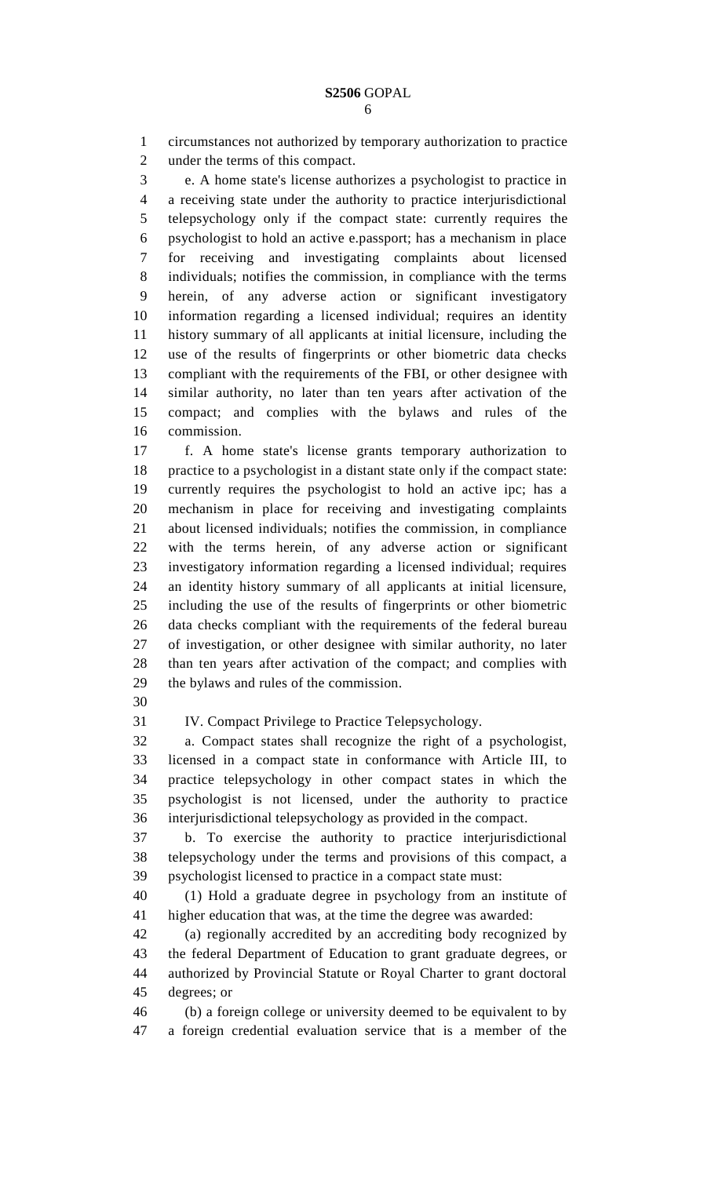circumstances not authorized by temporary authorization to practice under the terms of this compact.

e. A home state's license authorizes a psychologist to practice in a receiving state under the authority to practice interjurisdictional telepsychology only if the compact state: currently requires the psychologist to hold an active e.passport; has a mechanism in place for receiving and investigating complaints about licensed individuals; notifies the commission, in compliance with the terms herein, of any adverse action or significant investigatory information regarding a licensed individual; requires an identity history summary of all applicants at initial licensure, including the use of the results of fingerprints or other biometric data checks compliant with the requirements of the FBI, or other designee with similar authority, no later than ten years after activation of the compact; and complies with the bylaws and rules of the commission.

f. A home state's license grants temporary authorization to practice to a psychologist in a distant state only if the compact state: currently requires the psychologist to hold an active ipc; has a mechanism in place for receiving and investigating complaints about licensed individuals; notifies the commission, in compliance with the terms herein, of any adverse action or significant investigatory information regarding a licensed individual; requires an identity history summary of all applicants at initial licensure, including the use of the results of fingerprints or other biometric data checks compliant with the requirements of the federal bureau of investigation, or other designee with similar authority, no later than ten years after activation of the compact; and complies with the bylaws and rules of the commission.

IV. Compact Privilege to Practice Telepsychology.

a. Compact states shall recognize the right of a psychologist, licensed in a compact state in conformance with Article III, to practice telepsychology in other compact states in which the psychologist is not licensed, under the authority to practice interjurisdictional telepsychology as provided in the compact.

b. To exercise the authority to practice interjurisdictional telepsychology under the terms and provisions of this compact, a psychologist licensed to practice in a compact state must:

(1) Hold a graduate degree in psychology from an institute of higher education that was, at the time the degree was awarded:

(a) regionally accredited by an accrediting body recognized by the federal Department of Education to grant graduate degrees, or authorized by Provincial Statute or Royal Charter to grant doctoral degrees; or

(b) a foreign college or university deemed to be equivalent to by a foreign credential evaluation service that is a member of the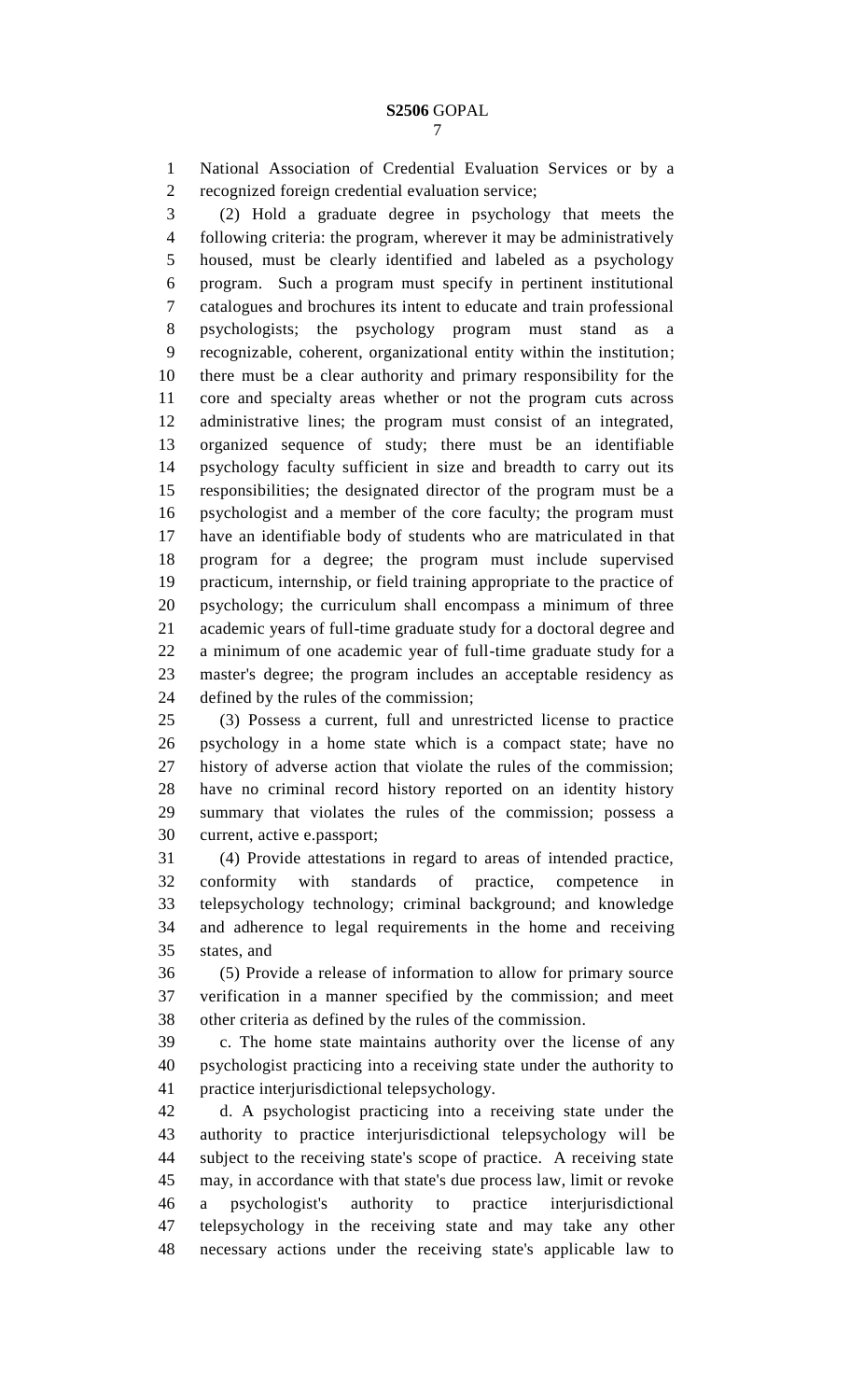National Association of Credential Evaluation Services or by a recognized foreign credential evaluation service;

(2) Hold a graduate degree in psychology that meets the following criteria: the program, wherever it may be administratively housed, must be clearly identified and labeled as a psychology program. Such a program must specify in pertinent institutional catalogues and brochures its intent to educate and train professional psychologists; the psychology program must stand as a recognizable, coherent, organizational entity within the institution; there must be a clear authority and primary responsibility for the core and specialty areas whether or not the program cuts across administrative lines; the program must consist of an integrated, organized sequence of study; there must be an identifiable psychology faculty sufficient in size and breadth to carry out its responsibilities; the designated director of the program must be a psychologist and a member of the core faculty; the program must have an identifiable body of students who are matriculated in that program for a degree; the program must include supervised practicum, internship, or field training appropriate to the practice of psychology; the curriculum shall encompass a minimum of three academic years of full-time graduate study for a doctoral degree and a minimum of one academic year of full-time graduate study for a master's degree; the program includes an acceptable residency as defined by the rules of the commission;

(3) Possess a current, full and unrestricted license to practice psychology in a home state which is a compact state; have no history of adverse action that violate the rules of the commission; have no criminal record history reported on an identity history summary that violates the rules of the commission; possess a current, active e.passport;

(4) Provide attestations in regard to areas of intended practice, conformity with standards of practice, competence in telepsychology technology; criminal background; and knowledge and adherence to legal requirements in the home and receiving states, and

(5) Provide a release of information to allow for primary source verification in a manner specified by the commission; and meet other criteria as defined by the rules of the commission.

c. The home state maintains authority over the license of any psychologist practicing into a receiving state under the authority to practice interjurisdictional telepsychology.

d. A psychologist practicing into a receiving state under the authority to practice interjurisdictional telepsychology will be subject to the receiving state's scope of practice. A receiving state may, in accordance with that state's due process law, limit or revoke a psychologist's authority to practice interjurisdictional telepsychology in the receiving state and may take any other necessary actions under the receiving state's applicable law to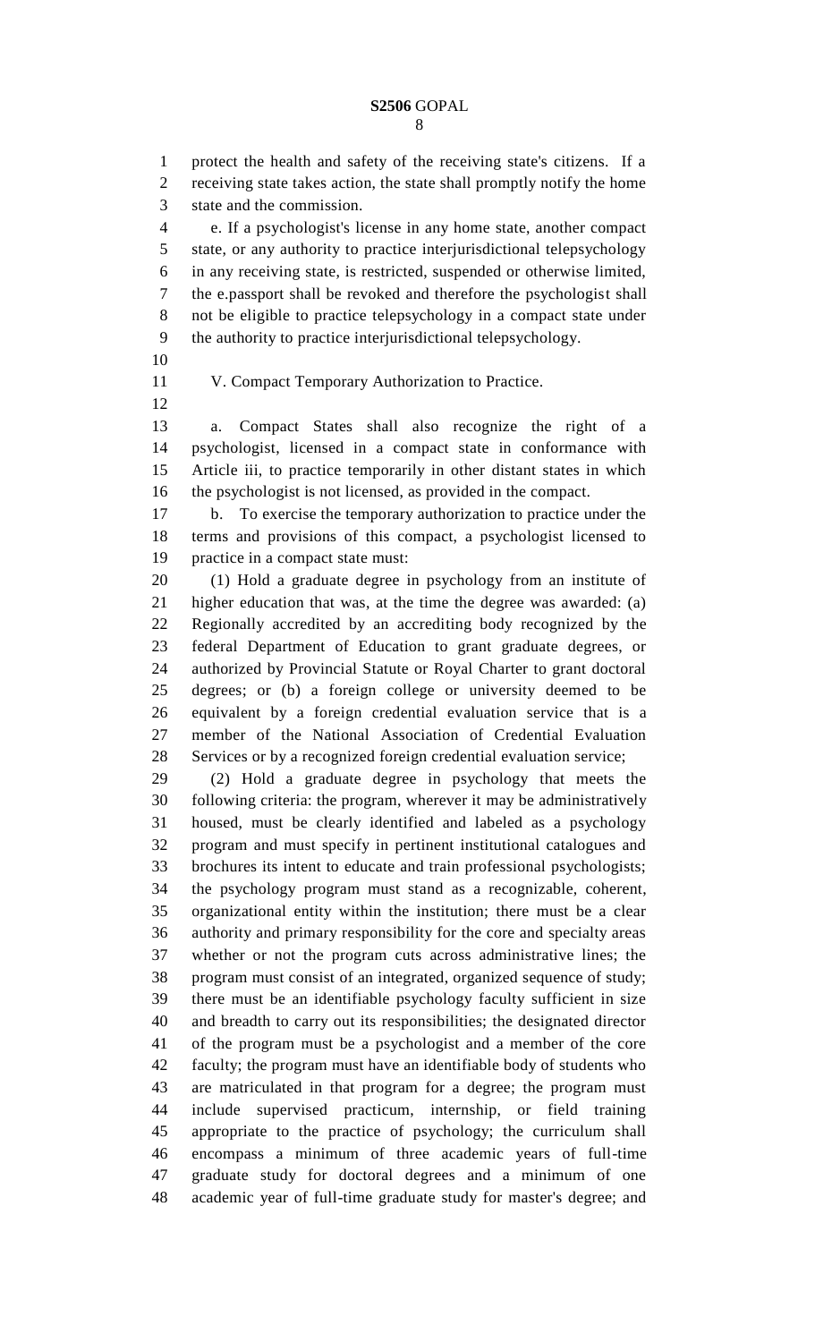protect the health and safety of the receiving state's citizens. If a receiving state takes action, the state shall promptly notify the home state and the commission.

e. If a psychologist's license in any home state, another compact state, or any authority to practice interjurisdictional telepsychology in any receiving state, is restricted, suspended or otherwise limited, the e.passport shall be revoked and therefore the psychologist shall not be eligible to practice telepsychology in a compact state under the authority to practice interjurisdictional telepsychology.

V. Compact Temporary Authorization to Practice.

a. Compact States shall also recognize the right of a psychologist, licensed in a compact state in conformance with Article iii, to practice temporarily in other distant states in which the psychologist is not licensed, as provided in the compact.

b. To exercise the temporary authorization to practice under the terms and provisions of this compact, a psychologist licensed to practice in a compact state must:

(1) Hold a graduate degree in psychology from an institute of higher education that was, at the time the degree was awarded: (a) Regionally accredited by an accrediting body recognized by the federal Department of Education to grant graduate degrees, or authorized by Provincial Statute or Royal Charter to grant doctoral degrees; or (b) a foreign college or university deemed to be equivalent by a foreign credential evaluation service that is a member of the National Association of Credential Evaluation Services or by a recognized foreign credential evaluation service;

(2) Hold a graduate degree in psychology that meets the following criteria: the program, wherever it may be administratively housed, must be clearly identified and labeled as a psychology program and must specify in pertinent institutional catalogues and brochures its intent to educate and train professional psychologists; the psychology program must stand as a recognizable, coherent, organizational entity within the institution; there must be a clear authority and primary responsibility for the core and specialty areas whether or not the program cuts across administrative lines; the program must consist of an integrated, organized sequence of study; there must be an identifiable psychology faculty sufficient in size and breadth to carry out its responsibilities; the designated director of the program must be a psychologist and a member of the core faculty; the program must have an identifiable body of students who are matriculated in that program for a degree; the program must include supervised practicum, internship, or field training appropriate to the practice of psychology; the curriculum shall encompass a minimum of three academic years of full-time graduate study for doctoral degrees and a minimum of one academic year of full-time graduate study for master's degree; and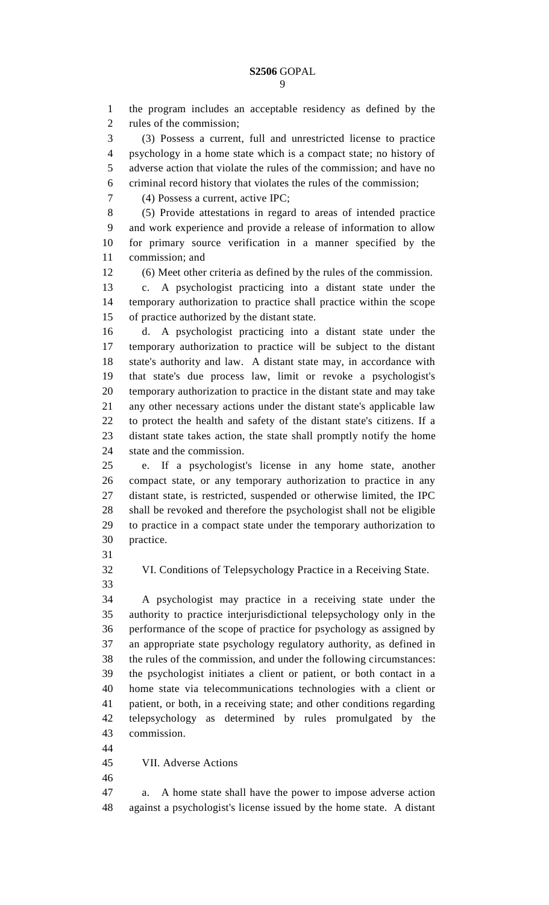the program includes an acceptable residency as defined by the rules of the commission;

(3) Possess a current, full and unrestricted license to practice psychology in a home state which is a compact state; no history of adverse action that violate the rules of the commission; and have no criminal record history that violates the rules of the commission;

(4) Possess a current, active IPC;

(5) Provide attestations in regard to areas of intended practice and work experience and provide a release of information to allow for primary source verification in a manner specified by the commission; and

(6) Meet other criteria as defined by the rules of the commission.

c. A psychologist practicing into a distant state under the temporary authorization to practice shall practice within the scope of practice authorized by the distant state.

d. A psychologist practicing into a distant state under the temporary authorization to practice will be subject to the distant state's authority and law. A distant state may, in accordance with that state's due process law, limit or revoke a psychologist's temporary authorization to practice in the distant state and may take any other necessary actions under the distant state's applicable law to protect the health and safety of the distant state's citizens. If a distant state takes action, the state shall promptly notify the home state and the commission.

e. If a psychologist's license in any home state, another compact state, or any temporary authorization to practice in any distant state, is restricted, suspended or otherwise limited, the IPC shall be revoked and therefore the psychologist shall not be eligible to practice in a compact state under the temporary authorization to practice.

VI. Conditions of Telepsychology Practice in a Receiving State.

A psychologist may practice in a receiving state under the authority to practice interjurisdictional telepsychology only in the performance of the scope of practice for psychology as assigned by an appropriate state psychology regulatory authority, as defined in the rules of the commission, and under the following circumstances: the psychologist initiates a client or patient, or both contact in a home state via telecommunications technologies with a client or patient, or both, in a receiving state; and other conditions regarding telepsychology as determined by rules promulgated by the commission.

VII. Adverse Actions

a. A home state shall have the power to impose adverse action against a psychologist's license issued by the home state. A distant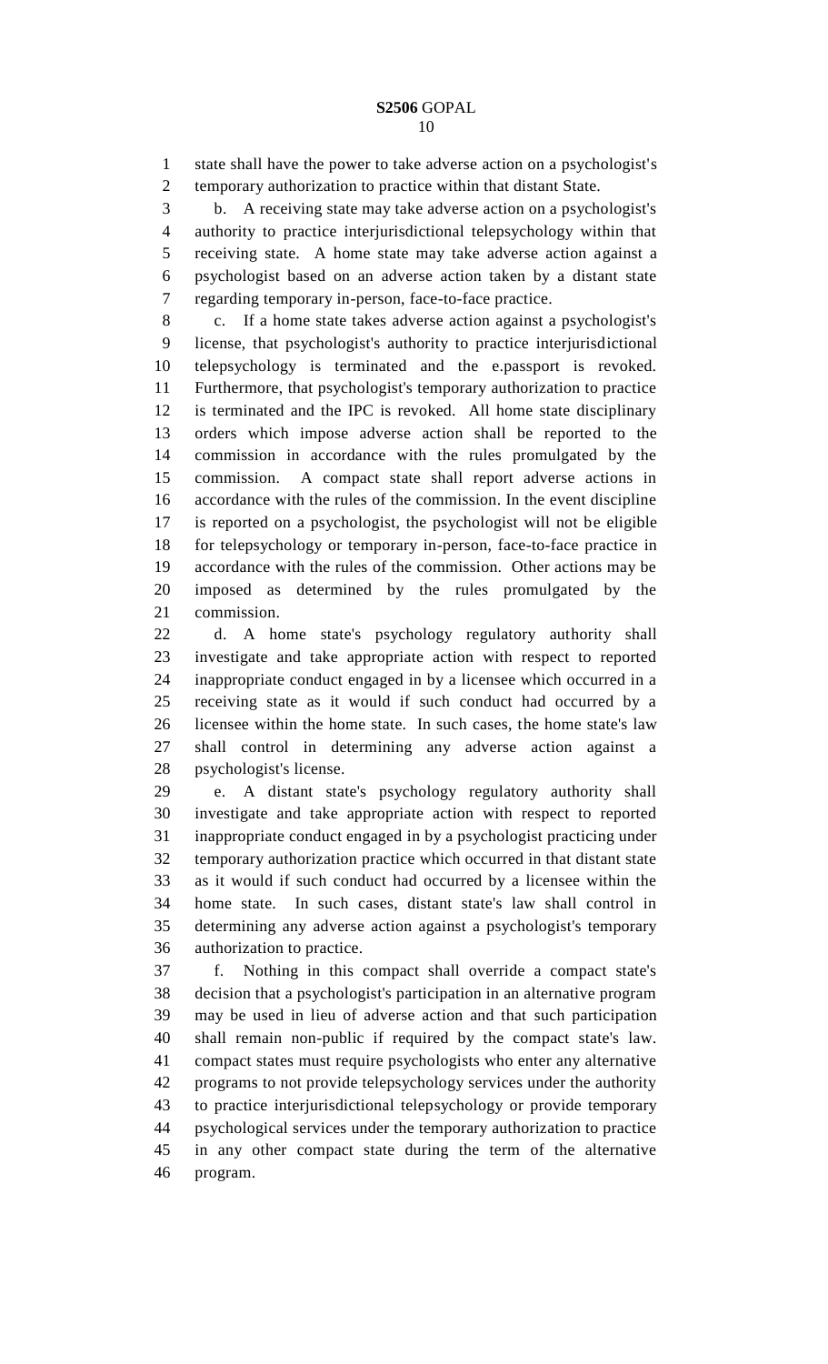state shall have the power to take adverse action on a psychologist's temporary authorization to practice within that distant State.

b. A receiving state may take adverse action on a psychologist's authority to practice interjurisdictional telepsychology within that receiving state. A home state may take adverse action against a psychologist based on an adverse action taken by a distant state regarding temporary in-person, face-to-face practice.

c. If a home state takes adverse action against a psychologist's license, that psychologist's authority to practice interjurisdictional telepsychology is terminated and the e.passport is revoked. Furthermore, that psychologist's temporary authorization to practice is terminated and the IPC is revoked. All home state disciplinary orders which impose adverse action shall be reported to the commission in accordance with the rules promulgated by the commission. A compact state shall report adverse actions in accordance with the rules of the commission. In the event discipline is reported on a psychologist, the psychologist will not be eligible for telepsychology or temporary in-person, face-to-face practice in accordance with the rules of the commission. Other actions may be imposed as determined by the rules promulgated by the commission.

d. A home state's psychology regulatory authority shall investigate and take appropriate action with respect to reported inappropriate conduct engaged in by a licensee which occurred in a receiving state as it would if such conduct had occurred by a licensee within the home state. In such cases, the home state's law shall control in determining any adverse action against a psychologist's license.

e. A distant state's psychology regulatory authority shall investigate and take appropriate action with respect to reported inappropriate conduct engaged in by a psychologist practicing under temporary authorization practice which occurred in that distant state as it would if such conduct had occurred by a licensee within the home state. In such cases, distant state's law shall control in determining any adverse action against a psychologist's temporary authorization to practice.

f. Nothing in this compact shall override a compact state's decision that a psychologist's participation in an alternative program may be used in lieu of adverse action and that such participation shall remain non-public if required by the compact state's law. compact states must require psychologists who enter any alternative programs to not provide telepsychology services under the authority to practice interjurisdictional telepsychology or provide temporary psychological services under the temporary authorization to practice in any other compact state during the term of the alternative program.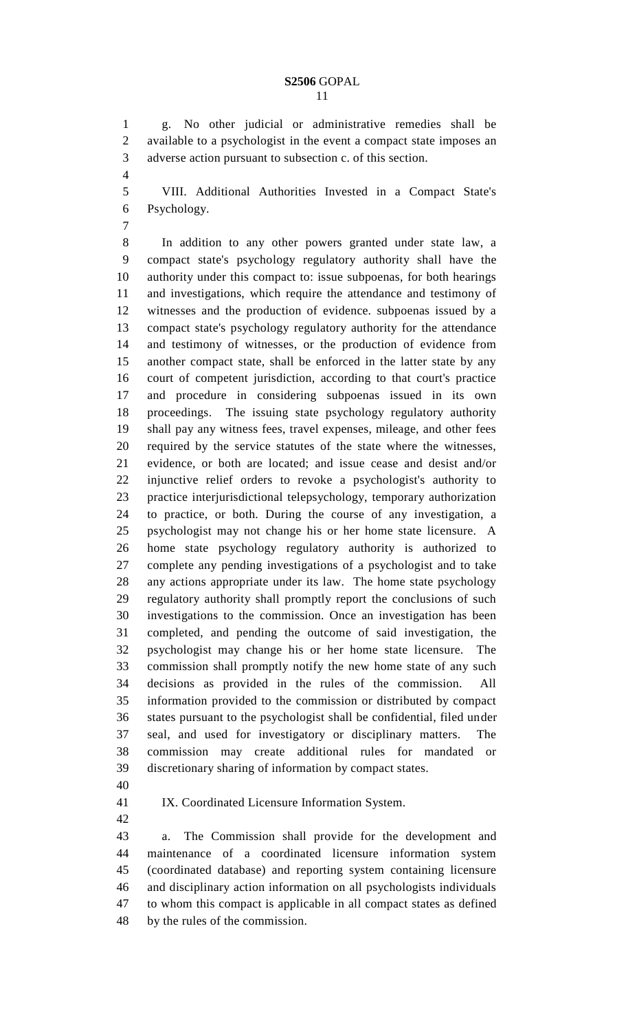g. No other judicial or administrative remedies shall be available to a psychologist in the event a compact state imposes an adverse action pursuant to subsection c. of this section.

VIII. Additional Authorities Invested in a Compact State's Psychology.

In addition to any other powers granted under state law, a compact state's psychology regulatory authority shall have the authority under this compact to: issue subpoenas, for both hearings and investigations, which require the attendance and testimony of witnesses and the production of evidence. subpoenas issued by a compact state's psychology regulatory authority for the attendance and testimony of witnesses, or the production of evidence from another compact state, shall be enforced in the latter state by any court of competent jurisdiction, according to that court's practice and procedure in considering subpoenas issued in its own proceedings. The issuing state psychology regulatory authority shall pay any witness fees, travel expenses, mileage, and other fees required by the service statutes of the state where the witnesses, evidence, or both are located; and issue cease and desist and/or injunctive relief orders to revoke a psychologist's authority to practice interjurisdictional telepsychology, temporary authorization to practice, or both. During the course of any investigation, a psychologist may not change his or her home state licensure. A home state psychology regulatory authority is authorized to complete any pending investigations of a psychologist and to take any actions appropriate under its law. The home state psychology regulatory authority shall promptly report the conclusions of such investigations to the commission. Once an investigation has been completed, and pending the outcome of said investigation, the psychologist may change his or her home state licensure. The commission shall promptly notify the new home state of any such decisions as provided in the rules of the commission. All information provided to the commission or distributed by compact states pursuant to the psychologist shall be confidential, filed under seal, and used for investigatory or disciplinary matters. The commission may create additional rules for mandated or discretionary sharing of information by compact states.

IX. Coordinated Licensure Information System.

a. The Commission shall provide for the development and maintenance of a coordinated licensure information system (coordinated database) and reporting system containing licensure and disciplinary action information on all psychologists individuals to whom this compact is applicable in all compact states as defined by the rules of the commission.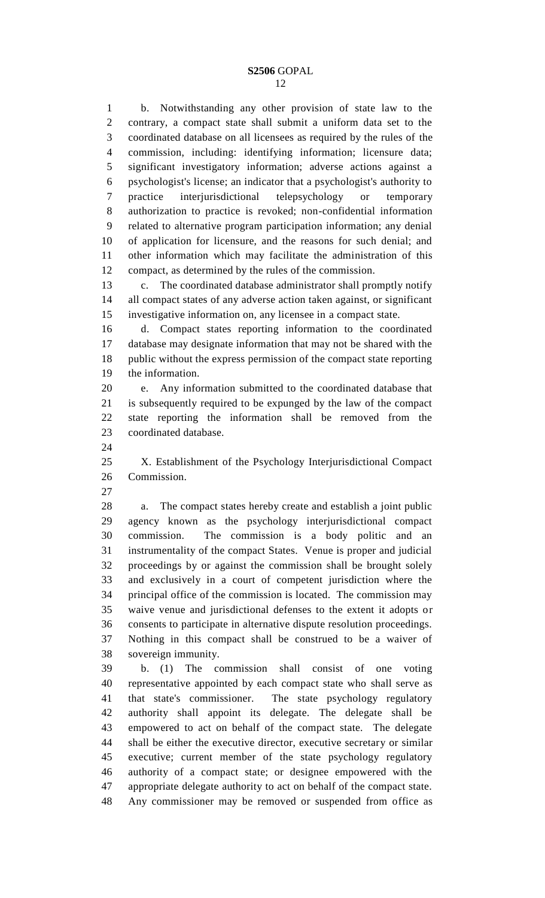b. Notwithstanding any other provision of state law to the contrary, a compact state shall submit a uniform data set to the coordinated database on all licensees as required by the rules of the commission, including: identifying information; licensure data; significant investigatory information; adverse actions against a psychologist's license; an indicator that a psychologist's authority to practice interjurisdictional telepsychology or temporary authorization to practice is revoked; non-confidential information related to alternative program participation information; any denial of application for licensure, and the reasons for such denial; and other information which may facilitate the administration of this compact, as determined by the rules of the commission.

c. The coordinated database administrator shall promptly notify all compact states of any adverse action taken against, or significant investigative information on, any licensee in a compact state.

d. Compact states reporting information to the coordinated database may designate information that may not be shared with the public without the express permission of the compact state reporting the information.

e. Any information submitted to the coordinated database that is subsequently required to be expunged by the law of the compact state reporting the information shall be removed from the coordinated database.

X. Establishment of the Psychology Interjurisdictional Compact Commission.

a. The compact states hereby create and establish a joint public agency known as the psychology interjurisdictional compact commission. The commission is a body politic and an instrumentality of the compact States. Venue is proper and judicial proceedings by or against the commission shall be brought solely and exclusively in a court of competent jurisdiction where the principal office of the commission is located. The commission may waive venue and jurisdictional defenses to the extent it adopts or consents to participate in alternative dispute resolution proceedings. Nothing in this compact shall be construed to be a waiver of sovereign immunity.

b. (1) The commission shall consist of one voting representative appointed by each compact state who shall serve as that state's commissioner. The state psychology regulatory authority shall appoint its delegate. The delegate shall be empowered to act on behalf of the compact state. The delegate shall be either the executive director, executive secretary or similar executive; current member of the state psychology regulatory authority of a compact state; or designee empowered with the appropriate delegate authority to act on behalf of the compact state. Any commissioner may be removed or suspended from office as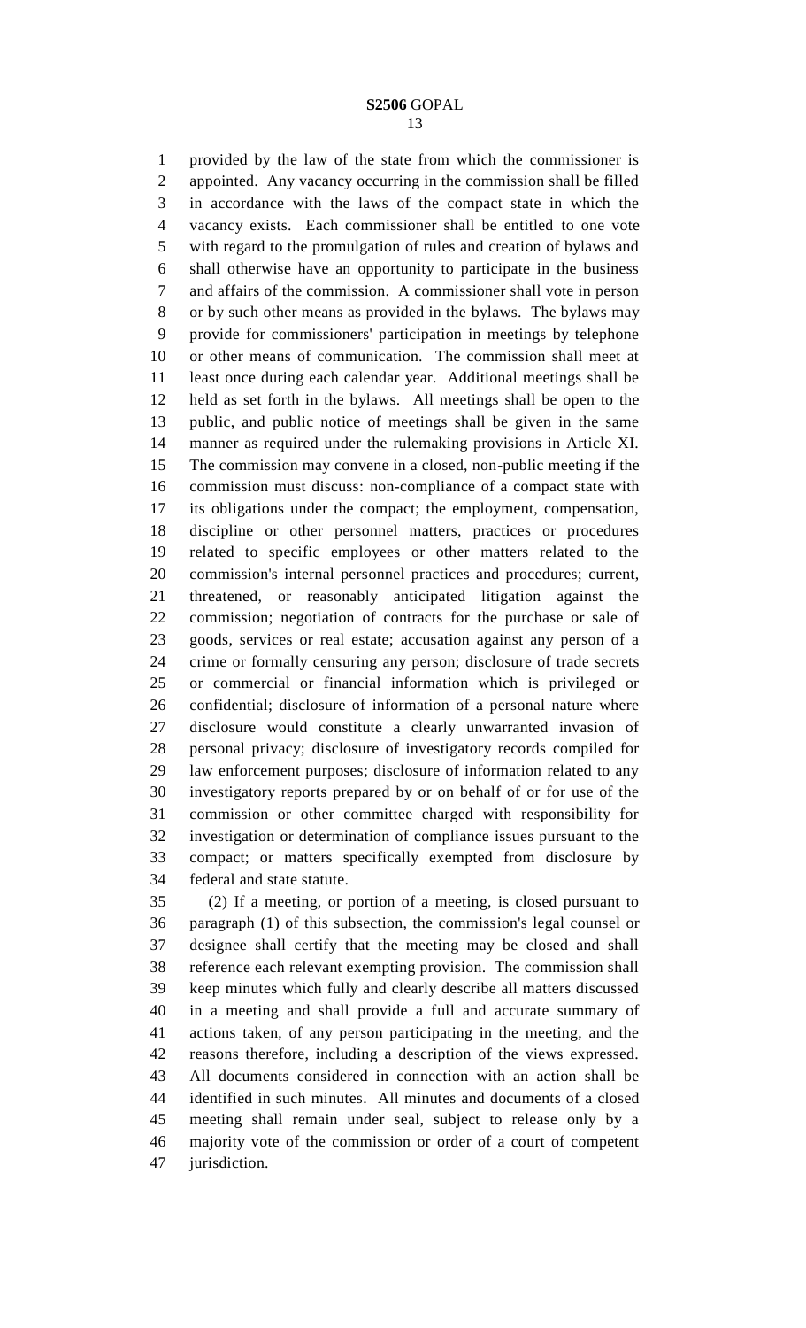provided by the law of the state from which the commissioner is appointed. Any vacancy occurring in the commission shall be filled in accordance with the laws of the compact state in which the vacancy exists. Each commissioner shall be entitled to one vote with regard to the promulgation of rules and creation of bylaws and shall otherwise have an opportunity to participate in the business and affairs of the commission. A commissioner shall vote in person or by such other means as provided in the bylaws. The bylaws may provide for commissioners' participation in meetings by telephone or other means of communication. The commission shall meet at least once during each calendar year. Additional meetings shall be held as set forth in the bylaws. All meetings shall be open to the public, and public notice of meetings shall be given in the same manner as required under the rulemaking provisions in Article XI. The commission may convene in a closed, non-public meeting if the commission must discuss: non-compliance of a compact state with its obligations under the compact; the employment, compensation, discipline or other personnel matters, practices or procedures related to specific employees or other matters related to the commission's internal personnel practices and procedures; current, threatened, or reasonably anticipated litigation against the commission; negotiation of contracts for the purchase or sale of goods, services or real estate; accusation against any person of a crime or formally censuring any person; disclosure of trade secrets or commercial or financial information which is privileged or confidential; disclosure of information of a personal nature where disclosure would constitute a clearly unwarranted invasion of personal privacy; disclosure of investigatory records compiled for law enforcement purposes; disclosure of information related to any investigatory reports prepared by or on behalf of or for use of the commission or other committee charged with responsibility for investigation or determination of compliance issues pursuant to the compact; or matters specifically exempted from disclosure by federal and state statute.

(2) If a meeting, or portion of a meeting, is closed pursuant to paragraph (1) of this subsection, the commission's legal counsel or designee shall certify that the meeting may be closed and shall reference each relevant exempting provision. The commission shall keep minutes which fully and clearly describe all matters discussed in a meeting and shall provide a full and accurate summary of actions taken, of any person participating in the meeting, and the reasons therefore, including a description of the views expressed. All documents considered in connection with an action shall be identified in such minutes. All minutes and documents of a closed meeting shall remain under seal, subject to release only by a majority vote of the commission or order of a court of competent jurisdiction.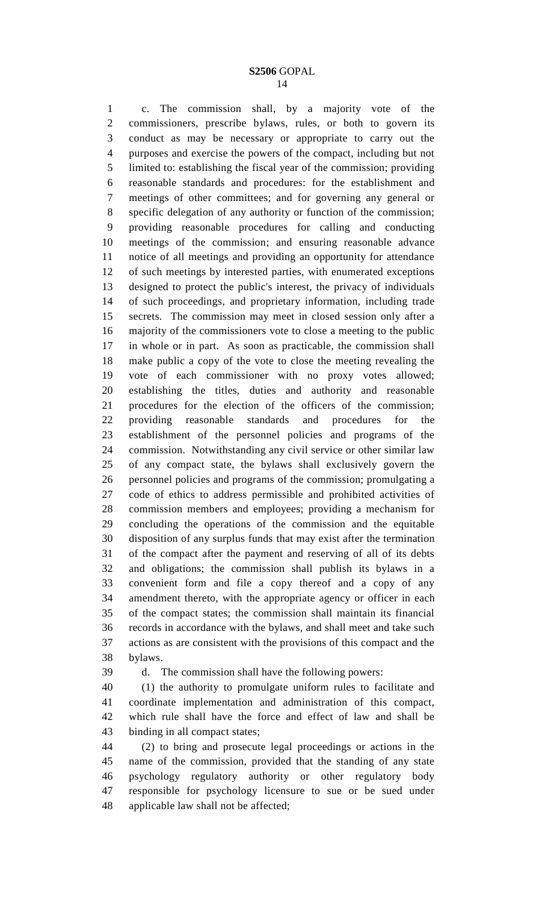c. The commission shall, by a majority vote of the commissioners, prescribe bylaws, rules, or both to govern its conduct as may be necessary or appropriate to carry out the purposes and exercise the powers of the compact, including but not limited to: establishing the fiscal year of the commission; providing reasonable standards and procedures: for the establishment and meetings of other committees; and for governing any general or specific delegation of any authority or function of the commission; providing reasonable procedures for calling and conducting meetings of the commission; and ensuring reasonable advance notice of all meetings and providing an opportunity for attendance of such meetings by interested parties, with enumerated exceptions designed to protect the public's interest, the privacy of individuals of such proceedings, and proprietary information, including trade secrets. The commission may meet in closed session only after a majority of the commissioners vote to close a meeting to the public in whole or in part. As soon as practicable, the commission shall make public a copy of the vote to close the meeting revealing the vote of each commissioner with no proxy votes allowed; establishing the titles, duties and authority and reasonable procedures for the election of the officers of the commission; providing reasonable standards and procedures for the establishment of the personnel policies and programs of the commission. Notwithstanding any civil service or other similar law of any compact state, the bylaws shall exclusively govern the personnel policies and programs of the commission; promulgating a code of ethics to address permissible and prohibited activities of commission members and employees; providing a mechanism for concluding the operations of the commission and the equitable disposition of any surplus funds that may exist after the termination of the compact after the payment and reserving of all of its debts and obligations; the commission shall publish its bylaws in a convenient form and file a copy thereof and a copy of any amendment thereto, with the appropriate agency or officer in each of the compact states; the commission shall maintain its financial records in accordance with the bylaws, and shall meet and take such actions as are consistent with the provisions of this compact and the bylaws.

d. The commission shall have the following powers:

(1) the authority to promulgate uniform rules to facilitate and coordinate implementation and administration of this compact, which rule shall have the force and effect of law and shall be binding in all compact states;

(2) to bring and prosecute legal proceedings or actions in the name of the commission, provided that the standing of any state psychology regulatory authority or other regulatory body responsible for psychology licensure to sue or be sued under applicable law shall not be affected;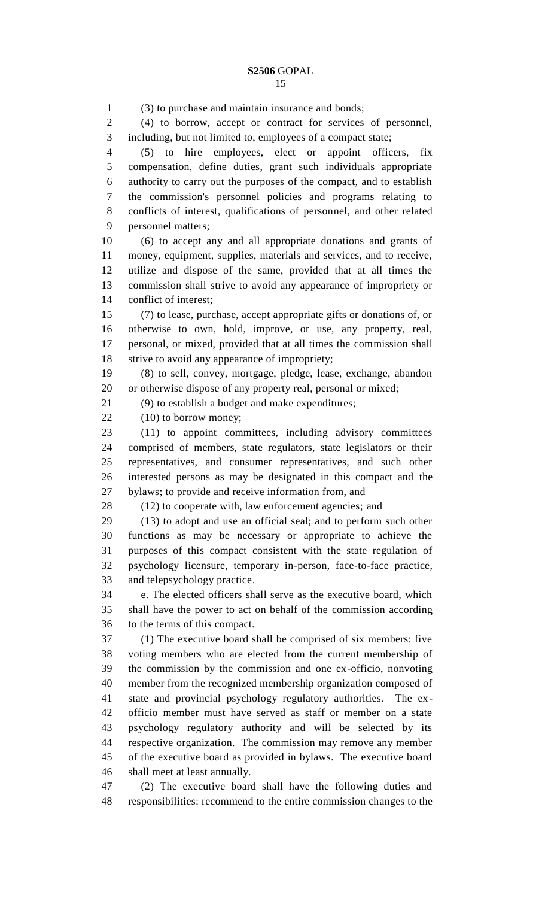(3) to purchase and maintain insurance and bonds;

(4) to borrow, accept or contract for services of personnel, including, but not limited to, employees of a compact state;

(5) to hire employees, elect or appoint officers, fix compensation, define duties, grant such individuals appropriate authority to carry out the purposes of the compact, and to establish the commission's personnel policies and programs relating to conflicts of interest, qualifications of personnel, and other related personnel matters;

(6) to accept any and all appropriate donations and grants of money, equipment, supplies, materials and services, and to receive, utilize and dispose of the same, provided that at all times the commission shall strive to avoid any appearance of impropriety or conflict of interest;

(7) to lease, purchase, accept appropriate gifts or donations of, or otherwise to own, hold, improve, or use, any property, real, personal, or mixed, provided that at all times the commission shall strive to avoid any appearance of impropriety;

(8) to sell, convey, mortgage, pledge, lease, exchange, abandon or otherwise dispose of any property real, personal or mixed;

(9) to establish a budget and make expenditures;

(10) to borrow money;

(11) to appoint committees, including advisory committees comprised of members, state regulators, state legislators or their representatives, and consumer representatives, and such other interested persons as may be designated in this compact and the bylaws; to provide and receive information from, and

(12) to cooperate with, law enforcement agencies; and

(13) to adopt and use an official seal; and to perform such other functions as may be necessary or appropriate to achieve the purposes of this compact consistent with the state regulation of psychology licensure, temporary in-person, face-to-face practice, and telepsychology practice.

e. The elected officers shall serve as the executive board, which shall have the power to act on behalf of the commission according to the terms of this compact.

(1) The executive board shall be comprised of six members: five voting members who are elected from the current membership of the commission by the commission and one ex-officio, nonvoting member from the recognized membership organization composed of state and provincial psychology regulatory authorities. The ex-officio member must have served as staff or member on a state psychology regulatory authority and will be selected by its respective organization. The commission may remove any member of the executive board as provided in bylaws. The executive board shall meet at least annually.

(2) The executive board shall have the following duties and responsibilities: recommend to the entire commission changes to the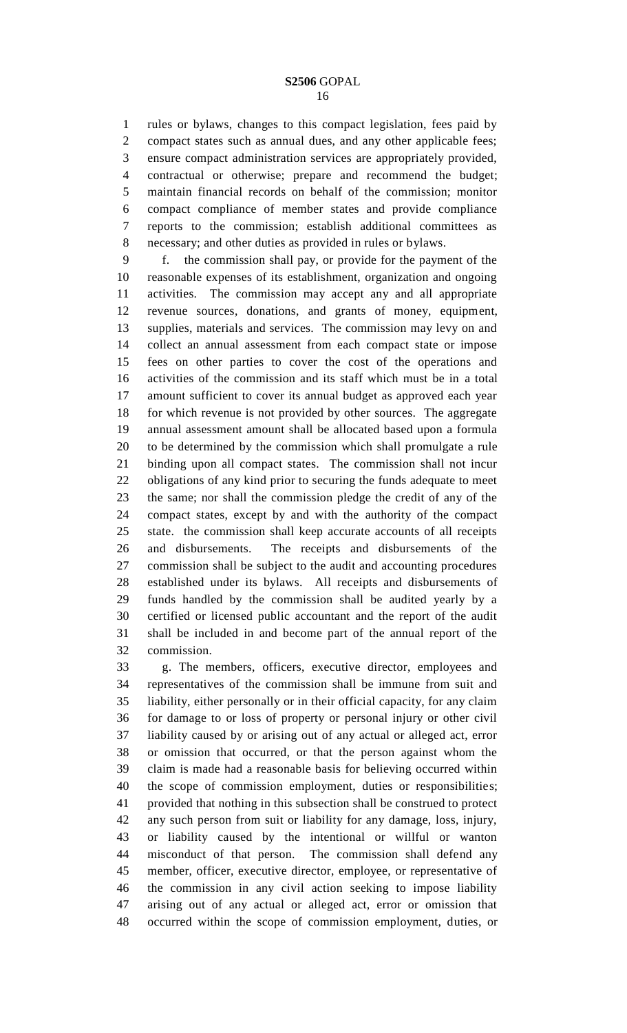rules or bylaws, changes to this compact legislation, fees paid by compact states such as annual dues, and any other applicable fees; ensure compact administration services are appropriately provided, contractual or otherwise; prepare and recommend the budget; maintain financial records on behalf of the commission; monitor compact compliance of member states and provide compliance reports to the commission; establish additional committees as necessary; and other duties as provided in rules or bylaws.

f. the commission shall pay, or provide for the payment of the reasonable expenses of its establishment, organization and ongoing activities. The commission may accept any and all appropriate revenue sources, donations, and grants of money, equipment, supplies, materials and services. The commission may levy on and collect an annual assessment from each compact state or impose fees on other parties to cover the cost of the operations and activities of the commission and its staff which must be in a total amount sufficient to cover its annual budget as approved each year for which revenue is not provided by other sources. The aggregate annual assessment amount shall be allocated based upon a formula to be determined by the commission which shall promulgate a rule binding upon all compact states. The commission shall not incur obligations of any kind prior to securing the funds adequate to meet the same; nor shall the commission pledge the credit of any of the compact states, except by and with the authority of the compact state. the commission shall keep accurate accounts of all receipts and disbursements. The receipts and disbursements of the commission shall be subject to the audit and accounting procedures established under its bylaws. All receipts and disbursements of funds handled by the commission shall be audited yearly by a certified or licensed public accountant and the report of the audit shall be included in and become part of the annual report of the commission.

g. The members, officers, executive director, employees and representatives of the commission shall be immune from suit and liability, either personally or in their official capacity, for any claim for damage to or loss of property or personal injury or other civil liability caused by or arising out of any actual or alleged act, error or omission that occurred, or that the person against whom the claim is made had a reasonable basis for believing occurred within the scope of commission employment, duties or responsibilities; provided that nothing in this subsection shall be construed to protect any such person from suit or liability for any damage, loss, injury, or liability caused by the intentional or willful or wanton misconduct of that person. The commission shall defend any member, officer, executive director, employee, or representative of the commission in any civil action seeking to impose liability arising out of any actual or alleged act, error or omission that occurred within the scope of commission employment, duties, or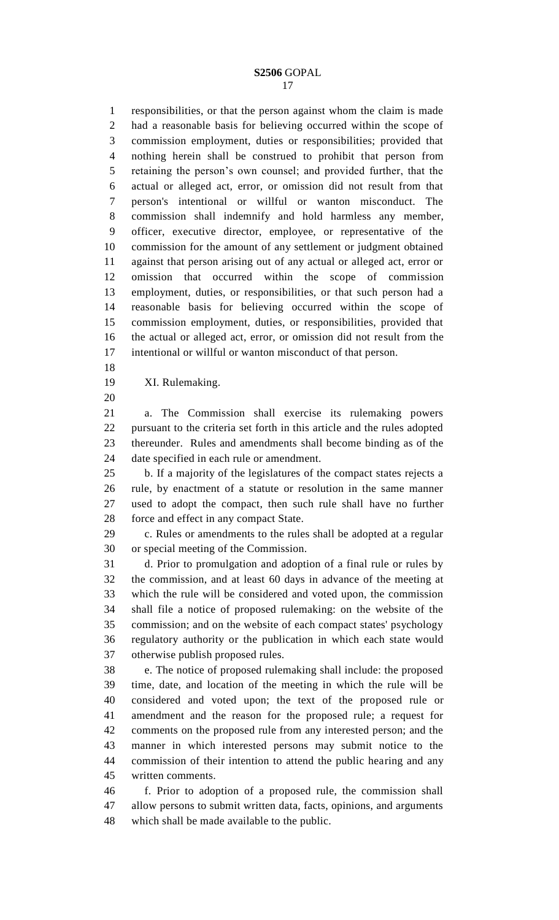responsibilities, or that the person against whom the claim is made had a reasonable basis for believing occurred within the scope of commission employment, duties or responsibilities; provided that nothing herein shall be construed to prohibit that person from retaining the person's own counsel; and provided further, that the actual or alleged act, error, or omission did not result from that person's intentional or willful or wanton misconduct. The commission shall indemnify and hold harmless any member, officer, executive director, employee, or representative of the commission for the amount of any settlement or judgment obtained against that person arising out of any actual or alleged act, error or omission that occurred within the scope of commission employment, duties, or responsibilities, or that such person had a reasonable basis for believing occurred within the scope of commission employment, duties, or responsibilities, provided that the actual or alleged act, error, or omission did not result from the intentional or willful or wanton misconduct of that person.

XI. Rulemaking.

a. The Commission shall exercise its rulemaking powers pursuant to the criteria set forth in this article and the rules adopted thereunder. Rules and amendments shall become binding as of the date specified in each rule or amendment.

b. If a majority of the legislatures of the compact states rejects a rule, by enactment of a statute or resolution in the same manner used to adopt the compact, then such rule shall have no further force and effect in any compact State.

c. Rules or amendments to the rules shall be adopted at a regular or special meeting of the Commission.

d. Prior to promulgation and adoption of a final rule or rules by the commission, and at least 60 days in advance of the meeting at which the rule will be considered and voted upon, the commission shall file a notice of proposed rulemaking: on the website of the commission; and on the website of each compact states' psychology regulatory authority or the publication in which each state would otherwise publish proposed rules.

e. The notice of proposed rulemaking shall include: the proposed time, date, and location of the meeting in which the rule will be considered and voted upon; the text of the proposed rule or amendment and the reason for the proposed rule; a request for comments on the proposed rule from any interested person; and the manner in which interested persons may submit notice to the commission of their intention to attend the public hearing and any written comments.

f. Prior to adoption of a proposed rule, the commission shall allow persons to submit written data, facts, opinions, and arguments which shall be made available to the public.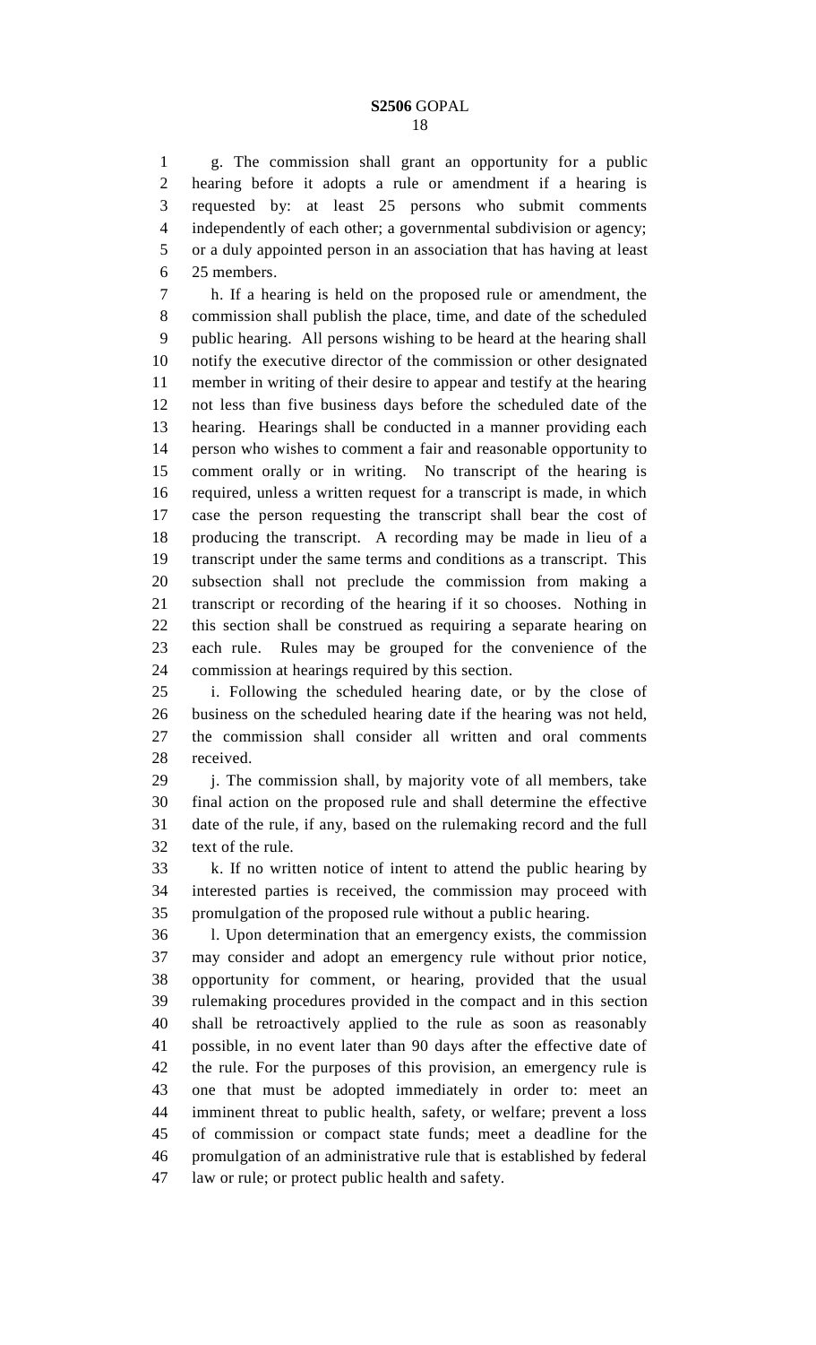g. The commission shall grant an opportunity for a public hearing before it adopts a rule or amendment if a hearing is requested by: at least 25 persons who submit comments independently of each other; a governmental subdivision or agency; or a duly appointed person in an association that has having at least 25 members.

h. If a hearing is held on the proposed rule or amendment, the commission shall publish the place, time, and date of the scheduled public hearing. All persons wishing to be heard at the hearing shall notify the executive director of the commission or other designated member in writing of their desire to appear and testify at the hearing not less than five business days before the scheduled date of the hearing. Hearings shall be conducted in a manner providing each person who wishes to comment a fair and reasonable opportunity to comment orally or in writing. No transcript of the hearing is required, unless a written request for a transcript is made, in which case the person requesting the transcript shall bear the cost of producing the transcript. A recording may be made in lieu of a transcript under the same terms and conditions as a transcript. This subsection shall not preclude the commission from making a transcript or recording of the hearing if it so chooses. Nothing in this section shall be construed as requiring a separate hearing on each rule. Rules may be grouped for the convenience of the commission at hearings required by this section.

i. Following the scheduled hearing date, or by the close of business on the scheduled hearing date if the hearing was not held, the commission shall consider all written and oral comments received.

j. The commission shall, by majority vote of all members, take final action on the proposed rule and shall determine the effective date of the rule, if any, based on the rulemaking record and the full text of the rule.

k. If no written notice of intent to attend the public hearing by interested parties is received, the commission may proceed with promulgation of the proposed rule without a public hearing.

l. Upon determination that an emergency exists, the commission may consider and adopt an emergency rule without prior notice, opportunity for comment, or hearing, provided that the usual rulemaking procedures provided in the compact and in this section shall be retroactively applied to the rule as soon as reasonably possible, in no event later than 90 days after the effective date of the rule. For the purposes of this provision, an emergency rule is one that must be adopted immediately in order to: meet an imminent threat to public health, safety, or welfare; prevent a loss of commission or compact state funds; meet a deadline for the promulgation of an administrative rule that is established by federal law or rule; or protect public health and safety.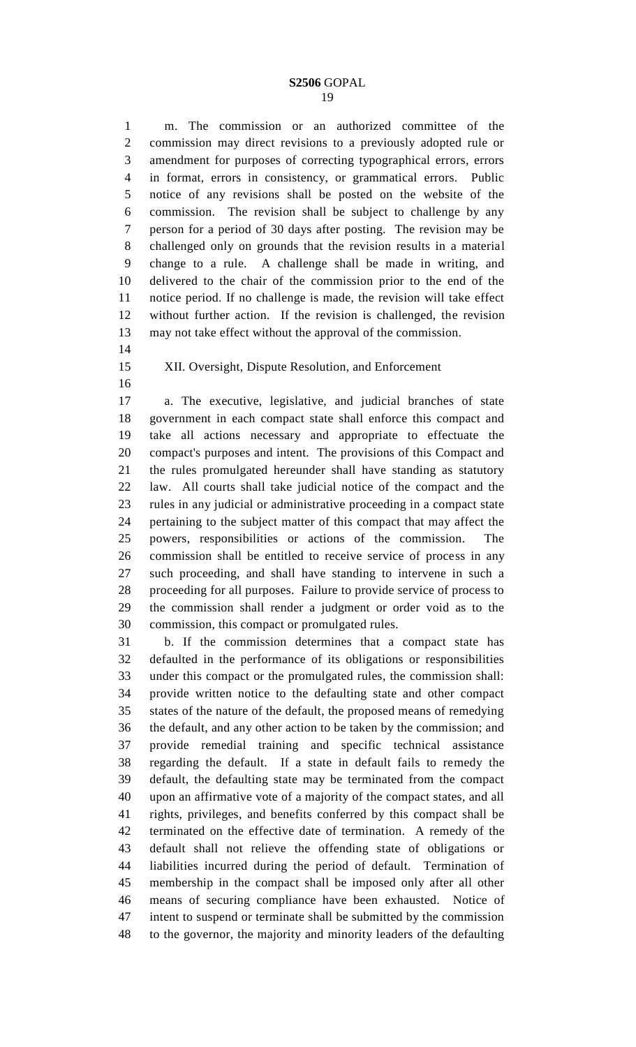m. The commission or an authorized committee of the commission may direct revisions to a previously adopted rule or amendment for purposes of correcting typographical errors, errors in format, errors in consistency, or grammatical errors. Public notice of any revisions shall be posted on the website of the commission. The revision shall be subject to challenge by any person for a period of 30 days after posting. The revision may be challenged only on grounds that the revision results in a material change to a rule. A challenge shall be made in writing, and delivered to the chair of the commission prior to the end of the notice period. If no challenge is made, the revision will take effect without further action. If the revision is challenged, the revision may not take effect without the approval of the commission.

XII. Oversight, Dispute Resolution, and Enforcement

a. The executive, legislative, and judicial branches of state government in each compact state shall enforce this compact and take all actions necessary and appropriate to effectuate the compact's purposes and intent. The provisions of this Compact and the rules promulgated hereunder shall have standing as statutory law. All courts shall take judicial notice of the compact and the rules in any judicial or administrative proceeding in a compact state pertaining to the subject matter of this compact that may affect the powers, responsibilities or actions of the commission. The commission shall be entitled to receive service of process in any such proceeding, and shall have standing to intervene in such a proceeding for all purposes. Failure to provide service of process to the commission shall render a judgment or order void as to the commission, this compact or promulgated rules.

b. If the commission determines that a compact state has defaulted in the performance of its obligations or responsibilities under this compact or the promulgated rules, the commission shall: provide written notice to the defaulting state and other compact states of the nature of the default, the proposed means of remedying the default, and any other action to be taken by the commission; and provide remedial training and specific technical assistance regarding the default. If a state in default fails to remedy the default, the defaulting state may be terminated from the compact upon an affirmative vote of a majority of the compact states, and all rights, privileges, and benefits conferred by this compact shall be terminated on the effective date of termination. A remedy of the default shall not relieve the offending state of obligations or liabilities incurred during the period of default. Termination of membership in the compact shall be imposed only after all other means of securing compliance have been exhausted. Notice of intent to suspend or terminate shall be submitted by the commission to the governor, the majority and minority leaders of the defaulting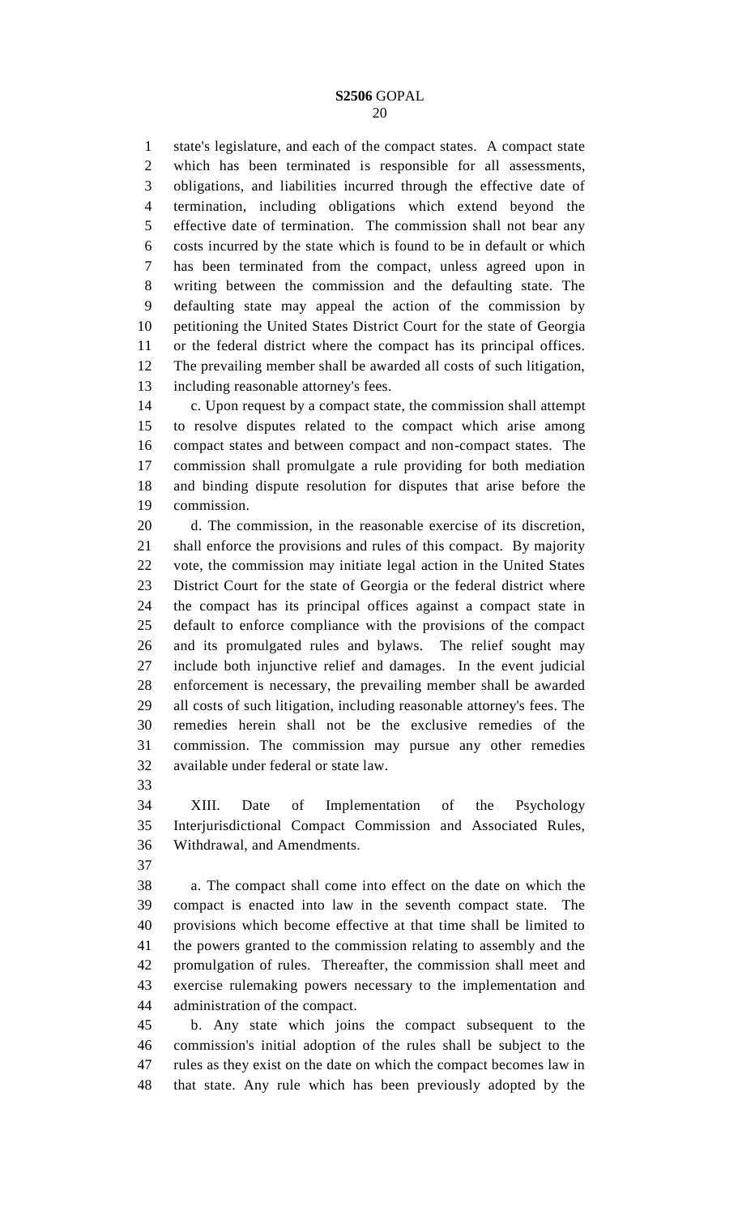state's legislature, and each of the compact states. A compact state which has been terminated is responsible for all assessments, obligations, and liabilities incurred through the effective date of termination, including obligations which extend beyond the effective date of termination. The commission shall not bear any costs incurred by the state which is found to be in default or which has been terminated from the compact, unless agreed upon in writing between the commission and the defaulting state. The defaulting state may appeal the action of the commission by petitioning the United States District Court for the state of Georgia or the federal district where the compact has its principal offices. The prevailing member shall be awarded all costs of such litigation, including reasonable attorney's fees.

c. Upon request by a compact state, the commission shall attempt to resolve disputes related to the compact which arise among compact states and between compact and non-compact states. The commission shall promulgate a rule providing for both mediation and binding dispute resolution for disputes that arise before the commission.

d. The commission, in the reasonable exercise of its discretion, shall enforce the provisions and rules of this compact. By majority vote, the commission may initiate legal action in the United States District Court for the state of Georgia or the federal district where the compact has its principal offices against a compact state in default to enforce compliance with the provisions of the compact and its promulgated rules and bylaws. The relief sought may include both injunctive relief and damages. In the event judicial enforcement is necessary, the prevailing member shall be awarded all costs of such litigation, including reasonable attorney's fees. The remedies herein shall not be the exclusive remedies of the commission. The commission may pursue any other remedies available under federal or state law.

XIII. Date of Implementation of the Psychology Interjurisdictional Compact Commission and Associated Rules, Withdrawal, and Amendments.

a. The compact shall come into effect on the date on which the compact is enacted into law in the seventh compact state. The provisions which become effective at that time shall be limited to the powers granted to the commission relating to assembly and the promulgation of rules. Thereafter, the commission shall meet and exercise rulemaking powers necessary to the implementation and administration of the compact.

b. Any state which joins the compact subsequent to the commission's initial adoption of the rules shall be subject to the rules as they exist on the date on which the compact becomes law in that state. Any rule which has been previously adopted by the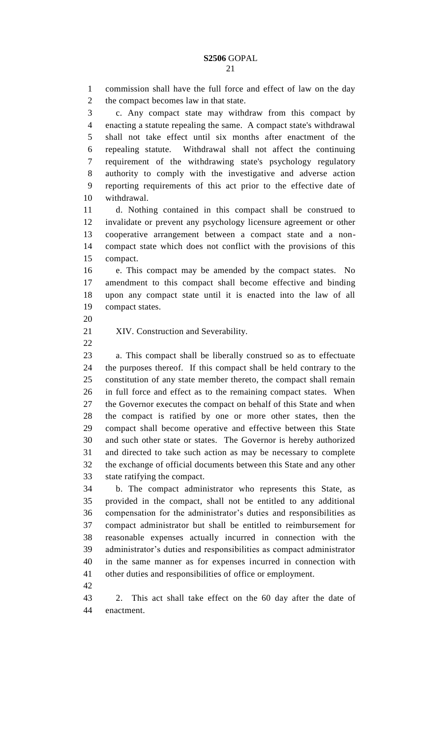commission shall have the full force and effect of law on the day the compact becomes law in that state.

c. Any compact state may withdraw from this compact by enacting a statute repealing the same. A compact state's withdrawal shall not take effect until six months after enactment of the repealing statute. Withdrawal shall not affect the continuing requirement of the withdrawing state's psychology regulatory authority to comply with the investigative and adverse action reporting requirements of this act prior to the effective date of withdrawal.

d. Nothing contained in this compact shall be construed to invalidate or prevent any psychology licensure agreement or other cooperative arrangement between a compact state and a non-compact state which does not conflict with the provisions of this compact.

e. This compact may be amended by the compact states. No amendment to this compact shall become effective and binding upon any compact state until it is enacted into the law of all compact states.

XIV. Construction and Severability.

a. This compact shall be liberally construed so as to effectuate the purposes thereof. If this compact shall be held contrary to the constitution of any state member thereto, the compact shall remain in full force and effect as to the remaining compact states. When the Governor executes the compact on behalf of this State and when the compact is ratified by one or more other states, then the compact shall become operative and effective between this State and such other state or states. The Governor is hereby authorized and directed to take such action as may be necessary to complete the exchange of official documents between this State and any other state ratifying the compact.

b. The compact administrator who represents this State, as provided in the compact, shall not be entitled to any additional compensation for the administrator's duties and responsibilities as compact administrator but shall be entitled to reimbursement for reasonable expenses actually incurred in connection with the administrator's duties and responsibilities as compact administrator in the same manner as for expenses incurred in connection with other duties and responsibilities of office or employment.

2. This act shall take effect on the 60 day after the date of enactment.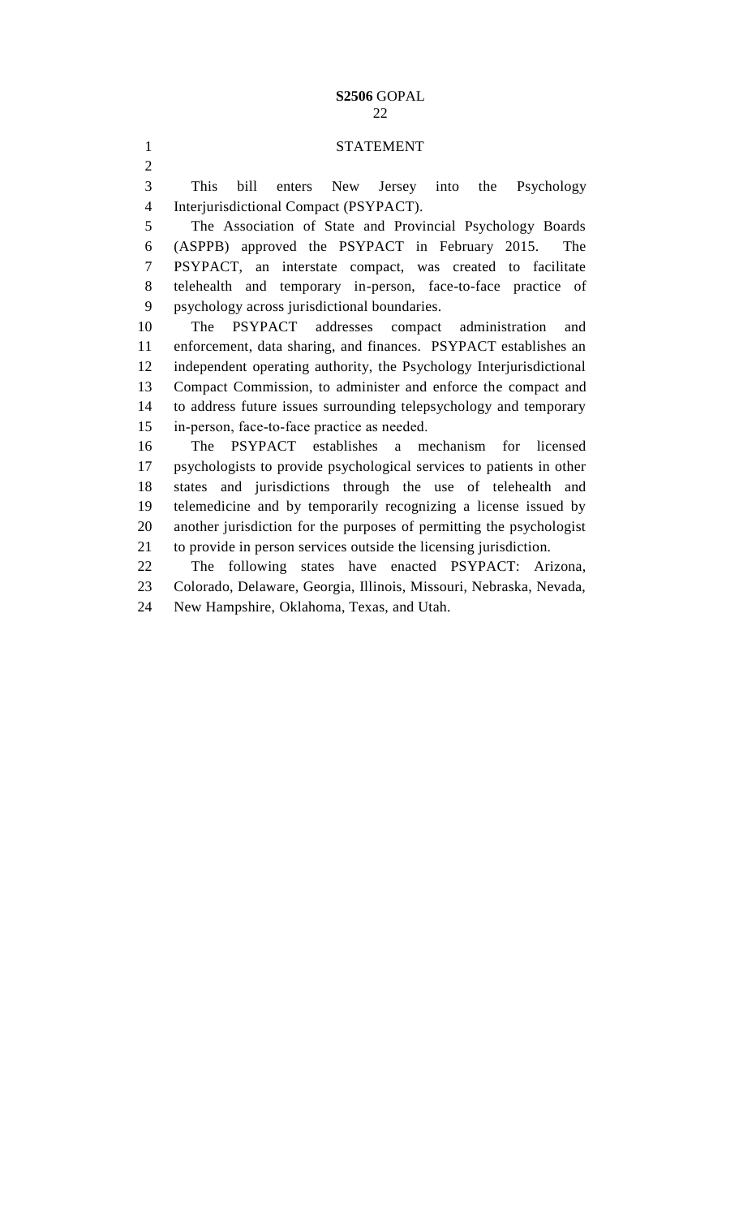## STATEMENT

This bill enters New Jersey into the Psychology Interjurisdictional Compact (PSYPACT).

The Association of State and Provincial Psychology Boards (ASPPB) approved the PSYPACT in February 2015. The PSYPACT, an interstate compact, was created to facilitate telehealth and temporary in-person, face-to-face practice of psychology across jurisdictional boundaries.

The PSYPACT addresses compact administration and enforcement, data sharing, and finances. PSYPACT establishes an independent operating authority, the Psychology Interjurisdictional Compact Commission, to administer and enforce the compact and to address future issues surrounding telepsychology and temporary in-person, face-to-face practice as needed.

The PSYPACT establishes a mechanism for licensed psychologists to provide psychological services to patients in other states and jurisdictions through the use of telehealth and telemedicine and by temporarily recognizing a license issued by another jurisdiction for the purposes of permitting the psychologist to provide in person services outside the licensing jurisdiction.

The following states have enacted PSYPACT: Arizona, Colorado, Delaware, Georgia, Illinois, Missouri, Nebraska, Nevada, New Hampshire, Oklahoma, Texas, and Utah.